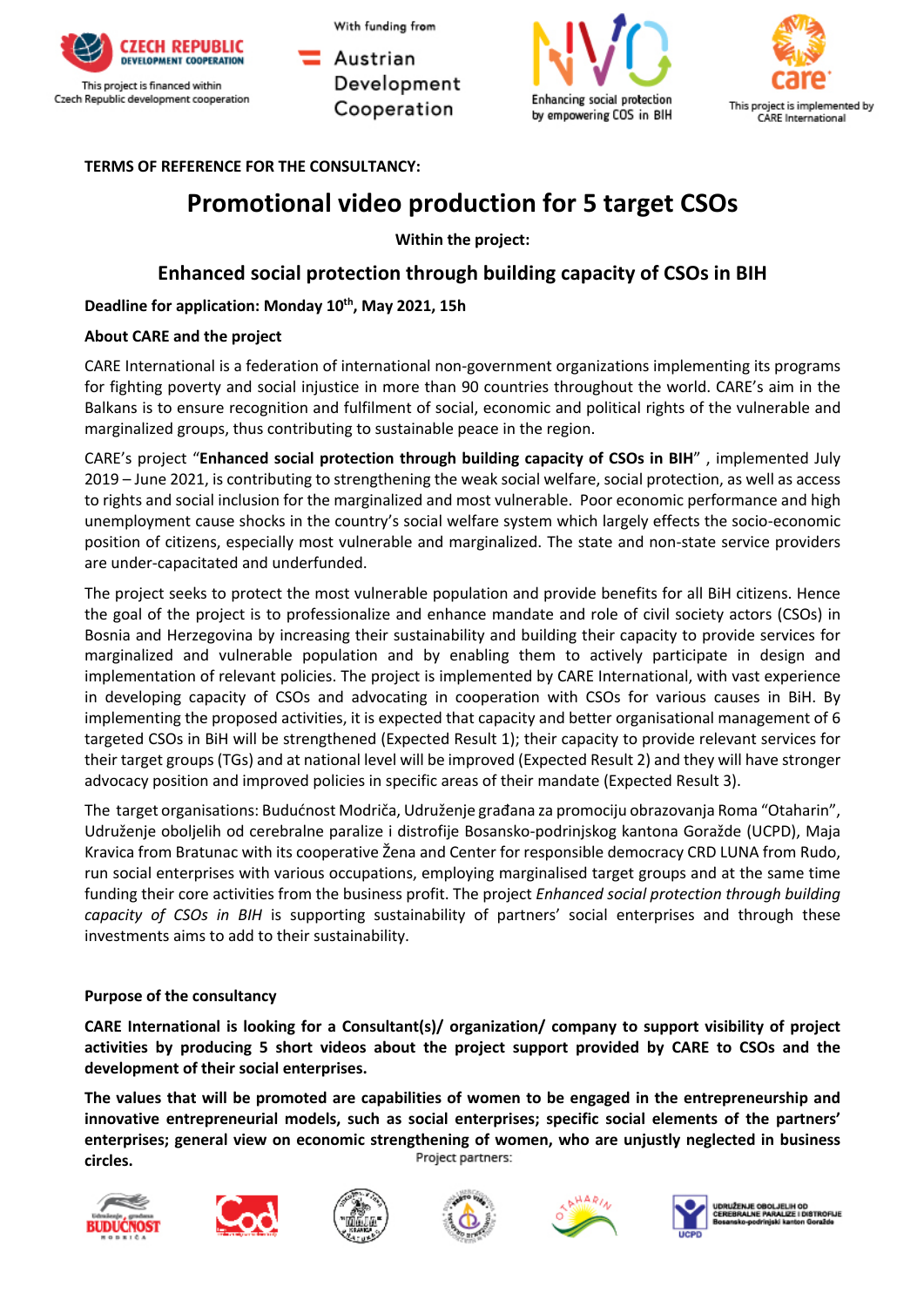This project is financed within Czech Republic development cooperation

With funding from Austrian Development Cooperation

Enhancing social protection by empowering COS in BIH

This project is implemented by CARE International

**TERMS OF REFERENCE FOR THE CONSULTANCY:**

# Promotional video production for 5 target CSOs

**Within the project:**

## Enhanced social protection through building capacity of CSOs in BIH

**Deadline for application: Monday 10th, May 2021, 15h**

**About CARE and the project**

CARE International is a federation of international non-government organizations implementing its programs for fighting poverty and social injustice in more than 90 countries throughout the world. CARE's aim in the Balkans is to ensure recognition and fulfilment of social, economic and political rights of the vulnerable and marginalized groups, thus contributing to sustainable peace in the region.

CARE's project "**Enhanced social protection through building capacity of CSOs in BIH**" , implemented July 2019 – June 2021, is contributing to strengthening the weak social welfare, social protection, as well as access to rights and social inclusion for the marginalized and most vulnerable. Poor economic performance and high unemployment cause shocks in the country's social welfare system which largely effects the socio-economic position of citizens, especially most vulnerable and marginalized. The state and non-state service providers are under-capacitated and underfunded.

The project seeks to protect the most vulnerable population and provide benefits for all BiH citizens. Hence the goal of the project is to professionalize and enhance mandate and role of civil society actors (CSOs) in Bosnia and Herzegovina by increasing their sustainability and building their capacity to provide services for marginalized and vulnerable population and by enabling them to actively participate in design and implementation of relevant policies. The project is implemented by CARE International, with vast experience in developing capacity of CSOs and advocating in cooperation with CSOs for various causes in BiH. By implementing the proposed activities, it is expected that capacity and better organisational management of 6 targeted CSOs in BiH will be strengthened (Expected Result 1); their capacity to provide relevant services for their target groups (TGs) and at national level will be improved (Expected Result 2) and they will have stronger advocacy position and improved policies in specific areas of their mandate (Expected Result 3).

The target organisations: Budućnost Modriča, Udruženje građana za promociju obrazovanja Roma "Otaharin", Udruženje oboljelih od cerebralne paralize i distrofije Bosansko-podrinjskog kantona Goražde (UCPD), Maja Kravica from Bratunac with its cooperative Žena and Center for responsible democracy CRD LUNA from Rudo, run social enterprises with various occupations, employing marginalised target groups and at the same time funding their core activities from the business profit. The project *Enhanced social protection through building capacity of CSOs in BIH* is supporting sustainability of partners' social enterprises and through these investments aims to add to their sustainability.

**Purpose of the consultancy**

**CARE International is looking for a Consultant(s)/ organization/ company to support visibility of project activities by producing 5 short videos about the project support provided by CARE to CSOs and the development of their social enterprises.**

**The values that will be promoted are capabilities of women to be engaged in the entrepreneurship and innovative entrepreneurial models, such as social enterprises; specific social elements of the partners' enterprises; general view on economic strengthening of women, who are unjustly neglected in business circles.**

Project partners:

UDRUŽENJE OBOLJELIH OD CEREBRALNE PARALIZE I DISTROFIJE Bosansko-podrinjski kanton Goražde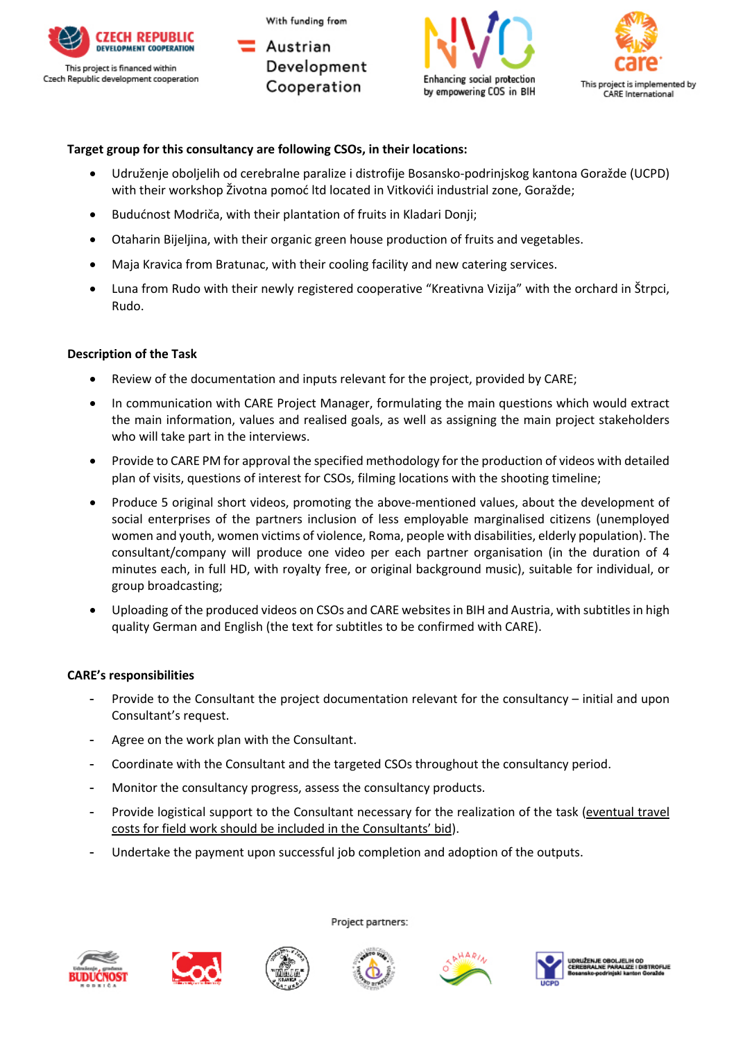**Target group for this consultancy are following CSOs, in their locations:**

- Udruženje oboljelih od cerebralne paralize i distrofije Bosansko-podrinjskog kantona Goražde (UCPD) with their workshop Životna pomoć ltd located in Vitkovići industrial zone, Goražde;
- Budućnost Modriča, with their plantation of fruits in Kladari Donji;
- Otaharin Bijeljina, with their organic green house production of fruits and vegetables.
- Maja Kravica from Bratunac, with their cooling facility and new catering services.
- Luna from Rudo with their newly registered cooperative "Kreativna Vizija" with the orchard in Štrpci, Rudo.

**Description of the Task**

- Review of the documentation and inputs relevant for the project, provided by CARE;
- In communication with CARE Project Manager, formulating the main questions which would extract the main information, values and realised goals, as well as assigning the main project stakeholders who will take part in the interviews.
- Provide to CARE PM for approval the specified methodology for the production of videos with detailed plan of visits, questions of interest for CSOs, filming locations with the shooting timeline;
- Produce 5 original short videos, promoting the above-mentioned values, about the development of social enterprises of the partners inclusion of less employable marginalised citizens (unemployed women and youth, women victims of violence, Roma, people with disabilities, elderly population). The consultant/company will produce one video per each partner organisation (in the duration of 4 minutes each, in full HD, with royalty free, or original background music), suitable for individual, or group broadcasting;
- Uploading of the produced videos on CSOs and CARE websites in BIH and Austria, with subtitles in high quality German and English (the text for subtitles to be confirmed with CARE).

**CARE's responsibilities**

- Provide to the Consultant the project documentation relevant for the consultancy – initial and upon Consultant's request.
- Agree on the work plan with the Consultant.
- Coordinate with the Consultant and the targeted CSOs throughout the consultancy period.
- Monitor the consultancy progress, assess the consultancy products.
- Provide logistical support to the Consultant necessary for the realization of the task (eventual travel costs for field work should be included in the Consultants' bid).
- Undertake the payment upon successful job completion and adoption of the outputs.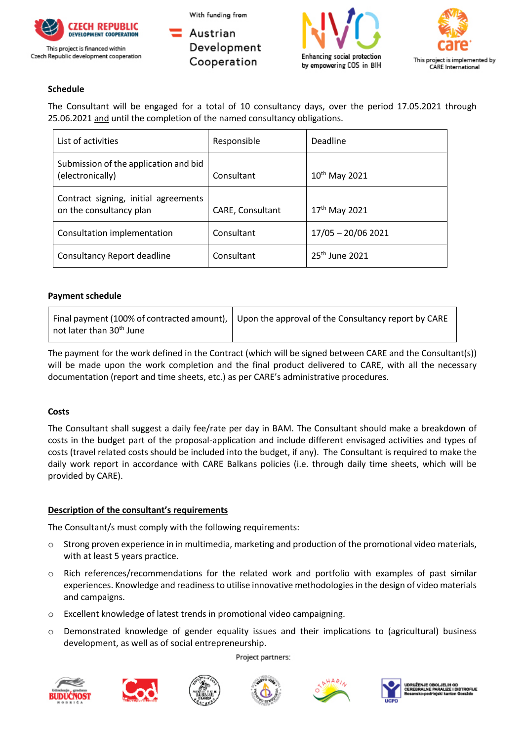### Schedule

The Consultant will be engaged for a total of 10 consultancy days, over the period 17.05.2021 through 25.06.2021 and until the completion of the named consultancy obligations.

| List of activities | Responsible | Deadline |
|---|---|---|
| Submission of the application and bid (electronically) | Consultant | 10th May 2021 |
| Contract signing, initial agreements on the consultancy plan | CARE, Consultant | 17th May 2021 |
| Consultation implementation | Consultant | 17/05 – 20/06 2021 |
| Consultancy Report deadline | Consultant | 25th June 2021 |

### Payment schedule

| Final payment (100% of contracted amount), not later than 30th June | Upon the approval of the Consultancy report by CARE |
|---|---|

The payment for the work defined in the Contract (which will be signed between CARE and the Consultant(s)) will be made upon the work completion and the final product delivered to CARE, with all the necessary documentation (report and time sheets, etc.) as per CARE's administrative procedures.

### Costs

The Consultant shall suggest a daily fee/rate per day in BAM. The Consultant should make a breakdown of costs in the budget part of the proposal-application and include different envisaged activities and types of costs (travel related costs should be included into the budget, if any). The Consultant is required to make the daily work report in accordance with CARE Balkans policies (i.e. through daily time sheets, which will be provided by CARE).

### Description of the consultant's requirements

The Consultant/s must comply with the following requirements:

- Strong proven experience in in multimedia, marketing and production of the promotional video materials, with at least 5 years practice.
- Rich references/recommendations for the related work and portfolio with examples of past similar experiences. Knowledge and readiness to utilise innovative methodologies in the design of video materials and campaigns.
- Excellent knowledge of latest trends in promotional video campaigning.
- Demonstrated knowledge of gender equality issues and their implications to (agricultural) business development, as well as of social entrepreneurship.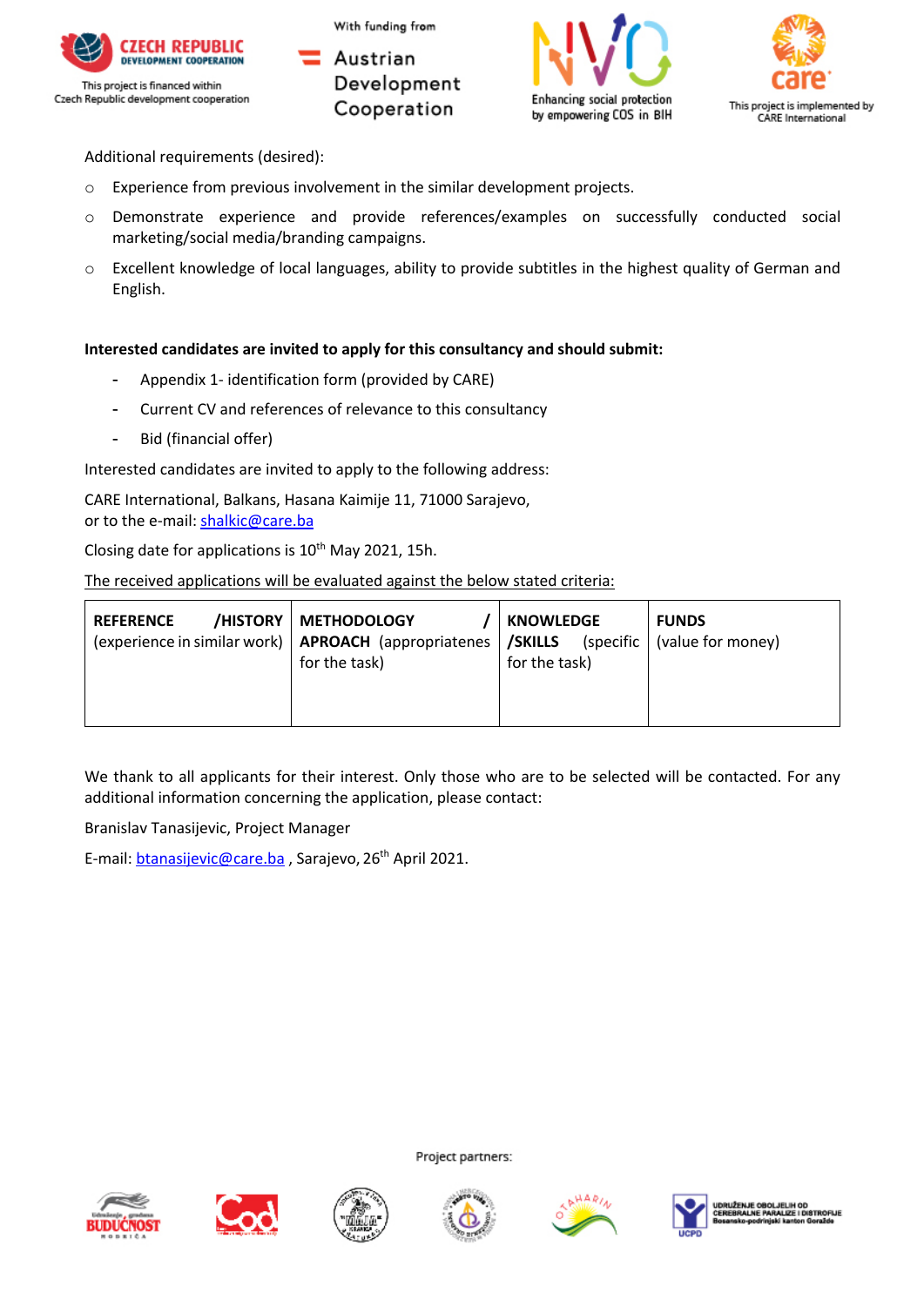Additional requirements (desired):

- Experience from previous involvement in the similar development projects.
- Demonstrate experience and provide references/examples on successfully conducted social marketing/social media/branding campaigns.
- Excellent knowledge of local languages, ability to provide subtitles in the highest quality of German and English.

**Interested candidates are invited to apply for this consultancy and should submit:**

- Appendix 1- identification form (provided by CARE)
- Current CV and references of relevance to this consultancy
- Bid (financial offer)

Interested candidates are invited to apply to the following address:

CARE International, Balkans, Hasana Kaimije 11, 71000 Sarajevo,
or to the e-mail: shalkic@care.ba

Closing date for applications is 10th May 2021, 15h.

The received applications will be evaluated against the below stated criteria:

| | | | |
|---|---|---|---|
| **REFERENCE /HISTORY** (experience in similar work) | **METHODOLOGY / APROACH** (appropriatenes for the task) | **KNOWLEDGE /SKILLS** (specific for the task) | **FUNDS** (value for money) |

We thank to all applicants for their interest. Only those who are to be selected will be contacted. For any additional information concerning the application, please contact:

Branislav Tanasijevic, Project Manager

E-mail: btanasijevic@care.ba , Sarajevo, 26th April 2021.